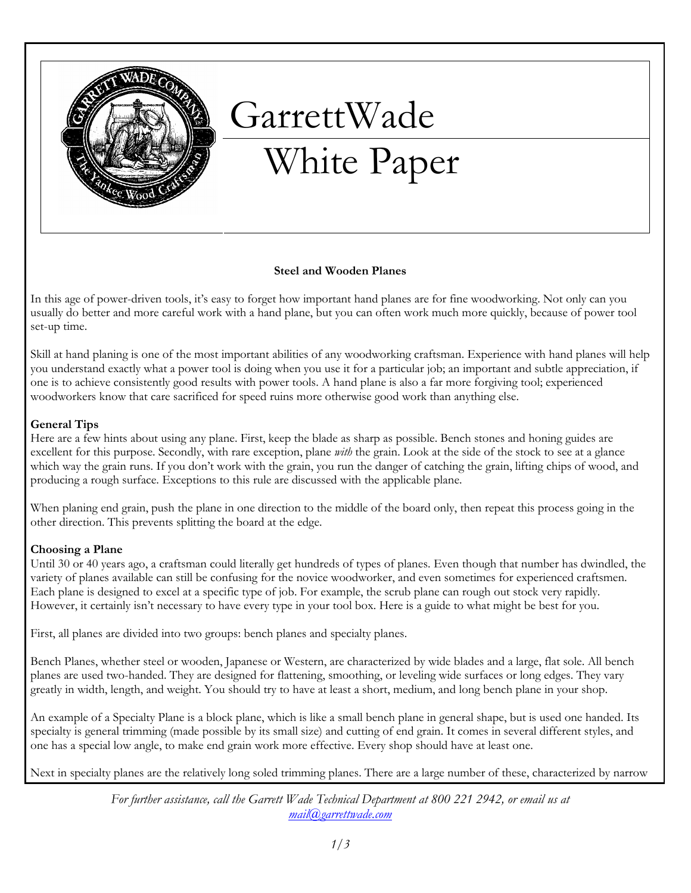# GarrettWade White Paper

## Steel and Wooden Planes

In this age of power-driven tools, it's easy to forget how important hand planes are for fine woodworking. Not only can you usually do better and more careful work with a hand plane, but you can often work much more quickly, because of power tool set-up time.

Skill at hand planing is one of the most important abilities of any woodworking craftsman. Experience with hand planes will help you understand exactly what a power tool is doing when you use it for a particular job; an important and subtle appreciation, if one is to achieve consistently good results with power tools. A hand plane is also a far more forgiving tool; experienced woodworkers know that care sacrificed for speed ruins more otherwise good work than anything else.

**General Tips**

Here are a few hints about using any plane. First, keep the blade as sharp as possible. Bench stones and honing guides are excellent for this purpose. Secondly, with rare exception, plane *with* the grain. Look at the side of the stock to see at a glance which way the grain runs. If you don't work with the grain, you run the danger of catching the grain, lifting chips of wood, and producing a rough surface. Exceptions to this rule are discussed with the applicable plane.

When planing end grain, push the plane in one direction to the middle of the board only, then repeat this process going in the other direction. This prevents splitting the board at the edge.

**Choosing a Plane**

Until 30 or 40 years ago, a craftsman could literally get hundreds of types of planes. Even though that number has dwindled, the variety of planes available can still be confusing for the novice woodworker, and even sometimes for experienced craftsmen. Each plane is designed to excel at a specific type of job. For example, the scrub plane can rough out stock very rapidly. However, it certainly isn't necessary to have every type in your tool box. Here is a guide to what might be best for you.

First, all planes are divided into two groups: bench planes and specialty planes.

Bench Planes, whether steel or wooden, Japanese or Western, are characterized by wide blades and a large, flat sole. All bench planes are used two-handed. They are designed for flattening, smoothing, or leveling wide surfaces or long edges. They vary greatly in width, length, and weight. You should try to have at least a short, medium, and long bench plane in your shop.

An example of a Specialty Plane is a block plane, which is like a small bench plane in general shape, but is used one handed. Its specialty is general trimming (made possible by its small size) and cutting of end grain. It comes in several different styles, and one has a special low angle, to make end grain work more effective. Every shop should have at least one.

Next in specialty planes are the relatively long soled trimming planes. There are a large number of these, characterized by narrow

*For further assistance, call the Garrett Wade Technical Department at 800 221 2942, or email us at mail@garrettwade.com*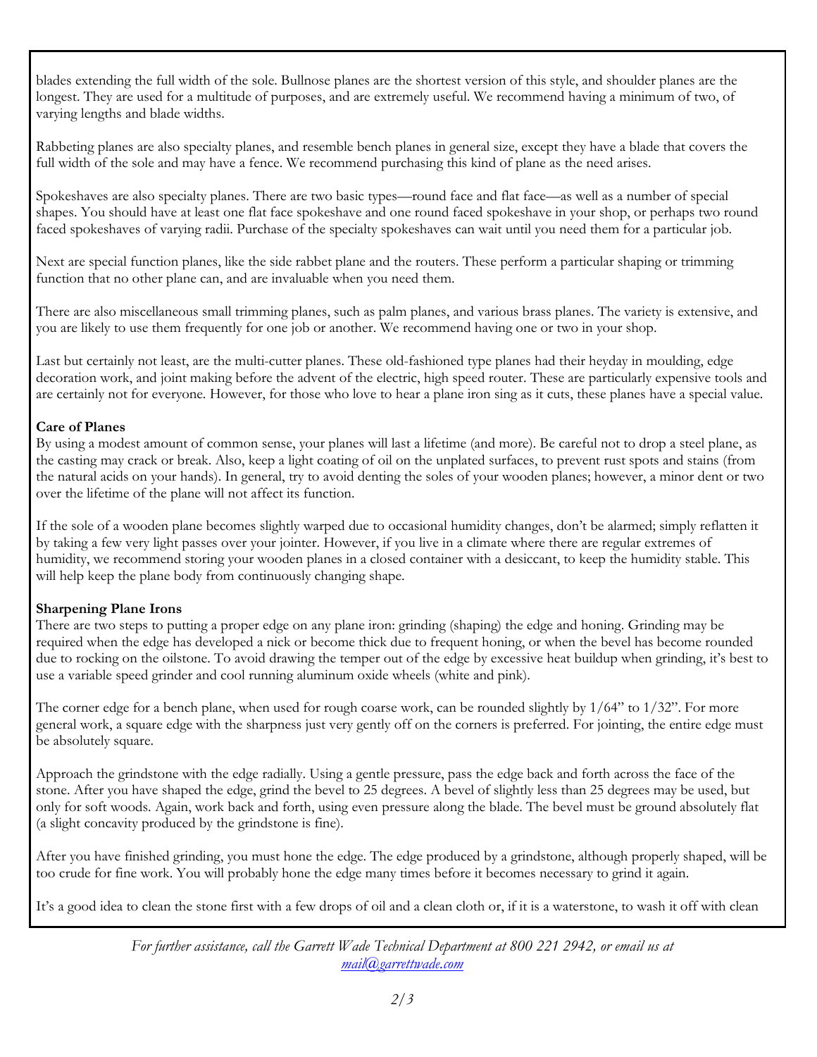blades extending the full width of the sole. Bullnose planes are the shortest version of this style, and shoulder planes are the longest. They are used for a multitude of purposes, and are extremely useful. We recommend having a minimum of two, of varying lengths and blade widths.

Rabbeting planes are also specialty planes, and resemble bench planes in general size, except they have a blade that covers the full width of the sole and may have a fence. We recommend purchasing this kind of plane as the need arises.

Spokeshaves are also specialty planes. There are two basic types—round face and flat face—as well as a number of special shapes. You should have at least one flat face spokeshave and one round faced spokeshave in your shop, or perhaps two round faced spokeshaves of varying radii. Purchase of the specialty spokeshaves can wait until you need them for a particular job.

Next are special function planes, like the side rabbet plane and the routers. These perform a particular shaping or trimming function that no other plane can, and are invaluable when you need them.

There are also miscellaneous small trimming planes, such as palm planes, and various brass planes. The variety is extensive, and you are likely to use them frequently for one job or another. We recommend having one or two in your shop.

Last but certainly not least, are the multi-cutter planes. These old-fashioned type planes had their heyday in moulding, edge decoration work, and joint making before the advent of the electric, high speed router. These are particularly expensive tools and are certainly not for everyone. However, for those who love to hear a plane iron sing as it cuts, these planes have a special value.

**Care of Planes**

By using a modest amount of common sense, your planes will last a lifetime (and more). Be careful not to drop a steel plane, as the casting may crack or break. Also, keep a light coating of oil on the unplated surfaces, to prevent rust spots and stains (from the natural acids on your hands). In general, try to avoid denting the soles of your wooden planes; however, a minor dent or two over the lifetime of the plane will not affect its function.

If the sole of a wooden plane becomes slightly warped due to occasional humidity changes, don't be alarmed; simply reflatten it by taking a few very light passes over your jointer. However, if you live in a climate where there are regular extremes of humidity, we recommend storing your wooden planes in a closed container with a desiccant, to keep the humidity stable. This will help keep the plane body from continuously changing shape.

**Sharpening Plane Irons**

There are two steps to putting a proper edge on any plane iron: grinding (shaping) the edge and honing. Grinding may be required when the edge has developed a nick or become thick due to frequent honing, or when the bevel has become rounded due to rocking on the oilstone. To avoid drawing the temper out of the edge by excessive heat buildup when grinding, it's best to use a variable speed grinder and cool running aluminum oxide wheels (white and pink).

The corner edge for a bench plane, when used for rough coarse work, can be rounded slightly by 1/64" to 1/32". For more general work, a square edge with the sharpness just very gently off on the corners is preferred. For jointing, the entire edge must be absolutely square.

Approach the grindstone with the edge radially. Using a gentle pressure, pass the edge back and forth across the face of the stone. After you have shaped the edge, grind the bevel to 25 degrees. A bevel of slightly less than 25 degrees may be used, but only for soft woods. Again, work back and forth, using even pressure along the blade. The bevel must be ground absolutely flat (a slight concavity produced by the grindstone is fine).

After you have finished grinding, you must hone the edge. The edge produced by a grindstone, although properly shaped, will be too crude for fine work. You will probably hone the edge many times before it becomes necessary to grind it again.

It's a good idea to clean the stone first with a few drops of oil and a clean cloth or, if it is a waterstone, to wash it off with clean

*For further assistance, call the Garrett Wade Technical Department at 800 221 2942, or email us at mail@garrettwade.com*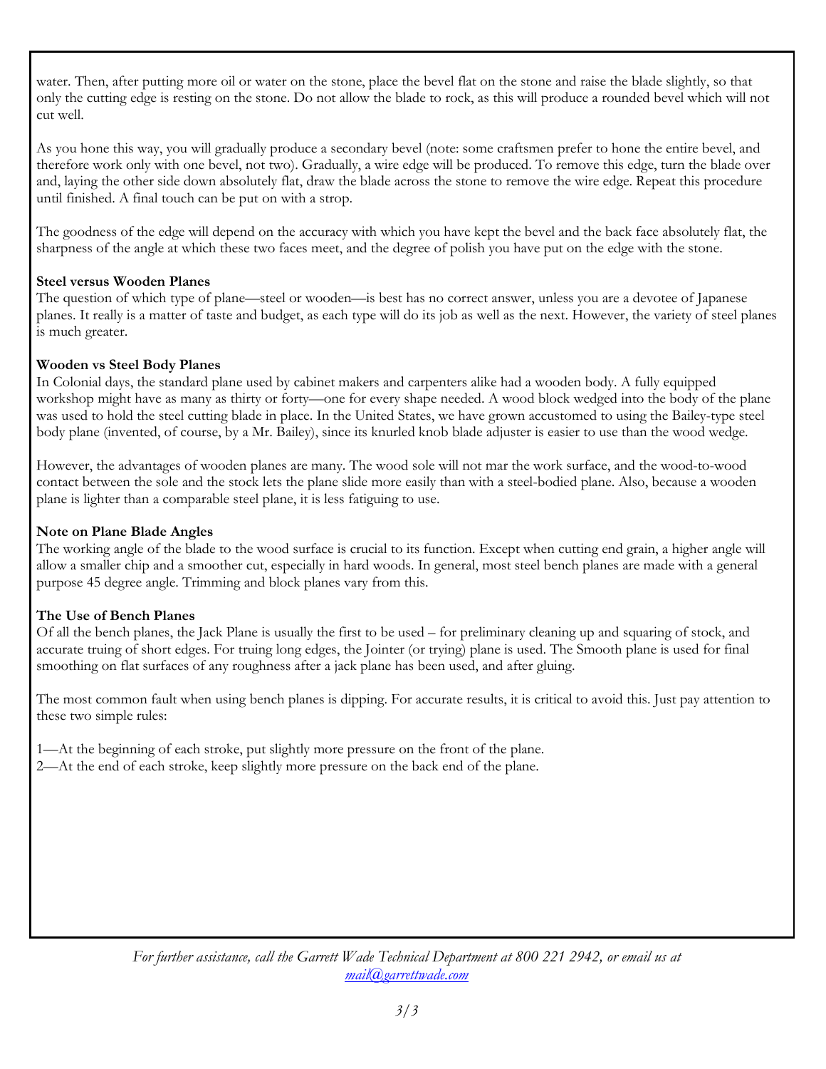water. Then, after putting more oil or water on the stone, place the bevel flat on the stone and raise the blade slightly, so that only the cutting edge is resting on the stone. Do not allow the blade to rock, as this will produce a rounded bevel which will not cut well.

As you hone this way, you will gradually produce a secondary bevel (note: some craftsmen prefer to hone the entire bevel, and therefore work only with one bevel, not two). Gradually, a wire edge will be produced. To remove this edge, turn the blade over and, laying the other side down absolutely flat, draw the blade across the stone to remove the wire edge. Repeat this procedure until finished. A final touch can be put on with a strop.

The goodness of the edge will depend on the accuracy with which you have kept the bevel and the back face absolutely flat, the sharpness of the angle at which these two faces meet, and the degree of polish you have put on the edge with the stone.

**Steel versus Wooden Planes**
The question of which type of plane—steel or wooden—is best has no correct answer, unless you are a devotee of Japanese planes. It really is a matter of taste and budget, as each type will do its job as well as the next. However, the variety of steel planes is much greater.

**Wooden vs Steel Body Planes**
In Colonial days, the standard plane used by cabinet makers and carpenters alike had a wooden body. A fully equipped workshop might have as many as thirty or forty—one for every shape needed. A wood block wedged into the body of the plane was used to hold the steel cutting blade in place. In the United States, we have grown accustomed to using the Bailey-type steel body plane (invented, of course, by a Mr. Bailey), since its knurled knob blade adjuster is easier to use than the wood wedge.

However, the advantages of wooden planes are many. The wood sole will not mar the work surface, and the wood-to-wood contact between the sole and the stock lets the plane slide more easily than with a steel-bodied plane. Also, because a wooden plane is lighter than a comparable steel plane, it is less fatiguing to use.

**Note on Plane Blade Angles**
The working angle of the blade to the wood surface is crucial to its function. Except when cutting end grain, a higher angle will allow a smaller chip and a smoother cut, especially in hard woods. In general, most steel bench planes are made with a general purpose 45 degree angle. Trimming and block planes vary from this.

**The Use of Bench Planes**
Of all the bench planes, the Jack Plane is usually the first to be used – for preliminary cleaning up and squaring of stock, and accurate truing of short edges. For truing long edges, the Jointer (or trying) plane is used. The Smooth plane is used for final smoothing on flat surfaces of any roughness after a jack plane has been used, and after gluing.

The most common fault when using bench planes is dipping. For accurate results, it is critical to avoid this. Just pay attention to these two simple rules:

1—At the beginning of each stroke, put slightly more pressure on the front of the plane.
2—At the end of each stroke, keep slightly more pressure on the back end of the plane.

*For further assistance, call the Garrett Wade Technical Department at 800 221 2942, or email us at [mail@garrettwade.com](mailto:mail@garrettwade.com)*